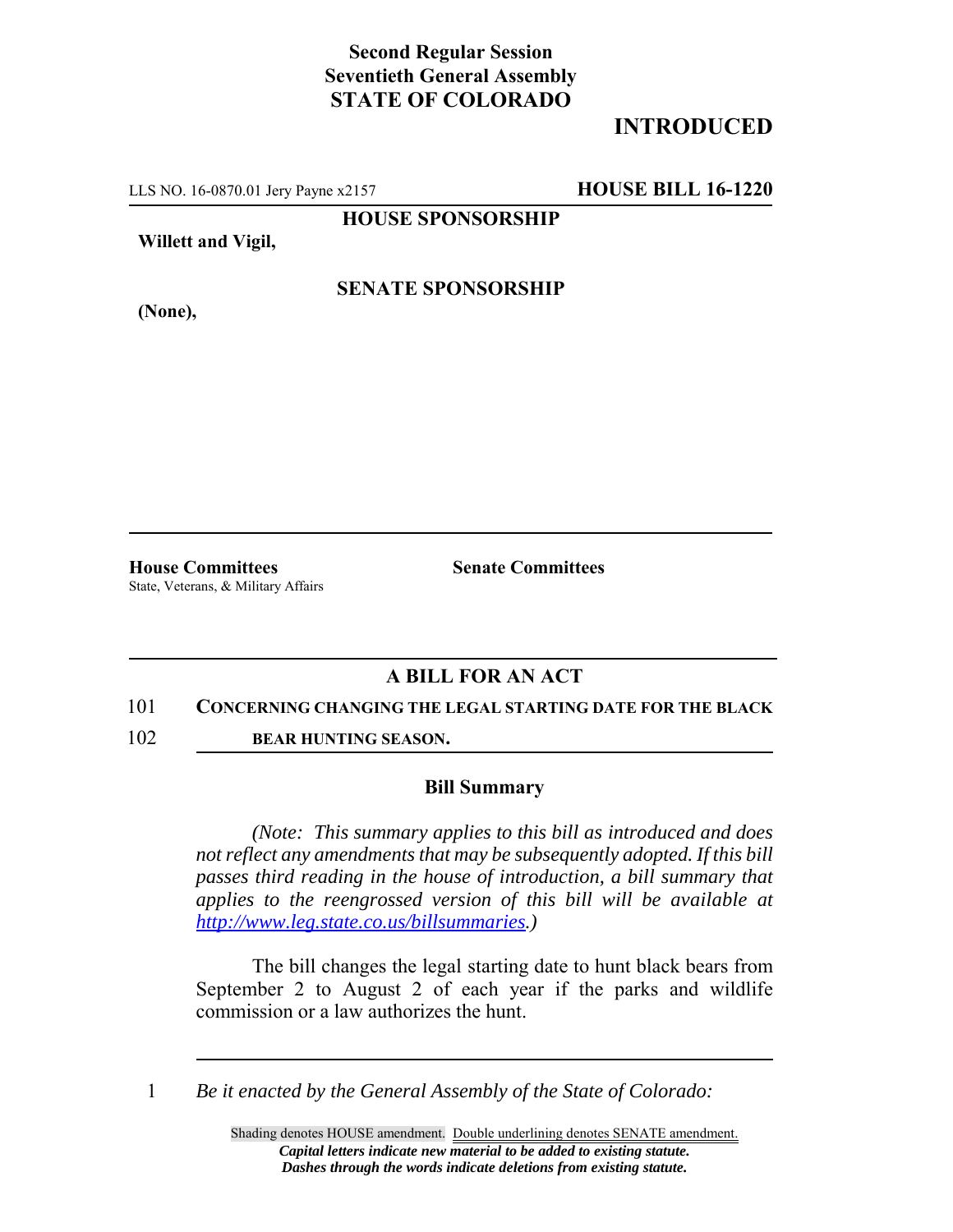**Second Regular Session**
**Seventieth General Assembly**
**STATE OF COLORADO**

## INTRODUCED

LLS NO. 16-0870.01 Jery Payne x2157 **HOUSE BILL 16-1220**

**HOUSE SPONSORSHIP**

**Willett and Vigil,**

**SENATE SPONSORSHIP**

**(None),**

**House Committees**
State, Veterans, & Military Affairs

**Senate Committees**

## A BILL FOR AN ACT

101 **CONCERNING CHANGING THE LEGAL STARTING DATE FOR THE BLACK**
102 **BEAR HUNTING SEASON.**

### Bill Summary

*(Note: This summary applies to this bill as introduced and does not reflect any amendments that may be subsequently adopted. If this bill passes third reading in the house of introduction, a bill summary that applies to the reengrossed version of this bill will be available at http://www.leg.state.co.us/billsummaries.)*

The bill changes the legal starting date to hunt black bears from September 2 to August 2 of each year if the parks and wildlife commission or a law authorizes the hunt.

1 *Be it enacted by the General Assembly of the State of Colorado:*

Shading denotes HOUSE amendment. Double underlining denotes SENATE amendment.
***Capital letters indicate new material to be added to existing statute.***
***Dashes through the words indicate deletions from existing statute.***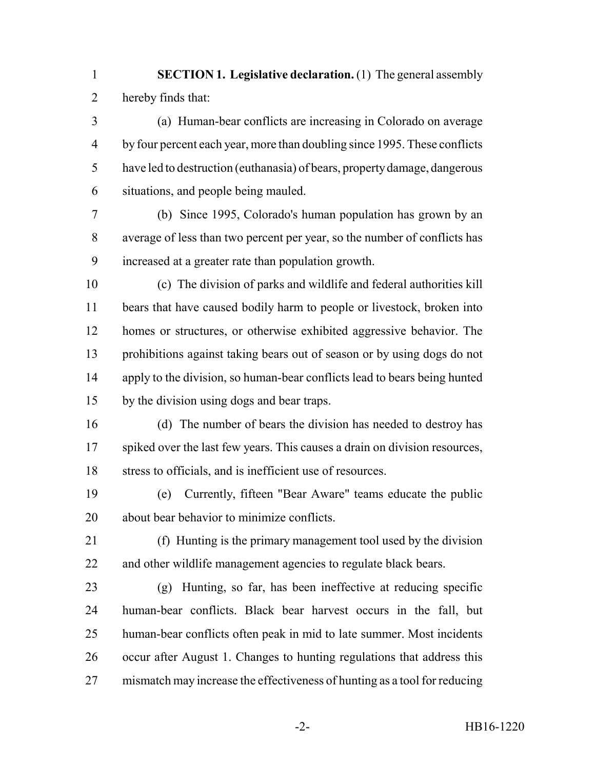**SECTION 1. Legislative declaration.** (1) The general assembly hereby finds that:

(a) Human-bear conflicts are increasing in Colorado on average by four percent each year, more than doubling since 1995. These conflicts have led to destruction (euthanasia) of bears, property damage, dangerous situations, and people being mauled.

(b) Since 1995, Colorado's human population has grown by an average of less than two percent per year, so the number of conflicts has increased at a greater rate than population growth.

(c) The division of parks and wildlife and federal authorities kill bears that have caused bodily harm to people or livestock, broken into homes or structures, or otherwise exhibited aggressive behavior. The prohibitions against taking bears out of season or by using dogs do not apply to the division, so human-bear conflicts lead to bears being hunted by the division using dogs and bear traps.

(d) The number of bears the division has needed to destroy has spiked over the last few years. This causes a drain on division resources, stress to officials, and is inefficient use of resources.

(e) Currently, fifteen "Bear Aware" teams educate the public about bear behavior to minimize conflicts.

(f) Hunting is the primary management tool used by the division and other wildlife management agencies to regulate black bears.

(g) Hunting, so far, has been ineffective at reducing specific human-bear conflicts. Black bear harvest occurs in the fall, but human-bear conflicts often peak in mid to late summer. Most incidents occur after August 1. Changes to hunting regulations that address this mismatch may increase the effectiveness of hunting as a tool for reducing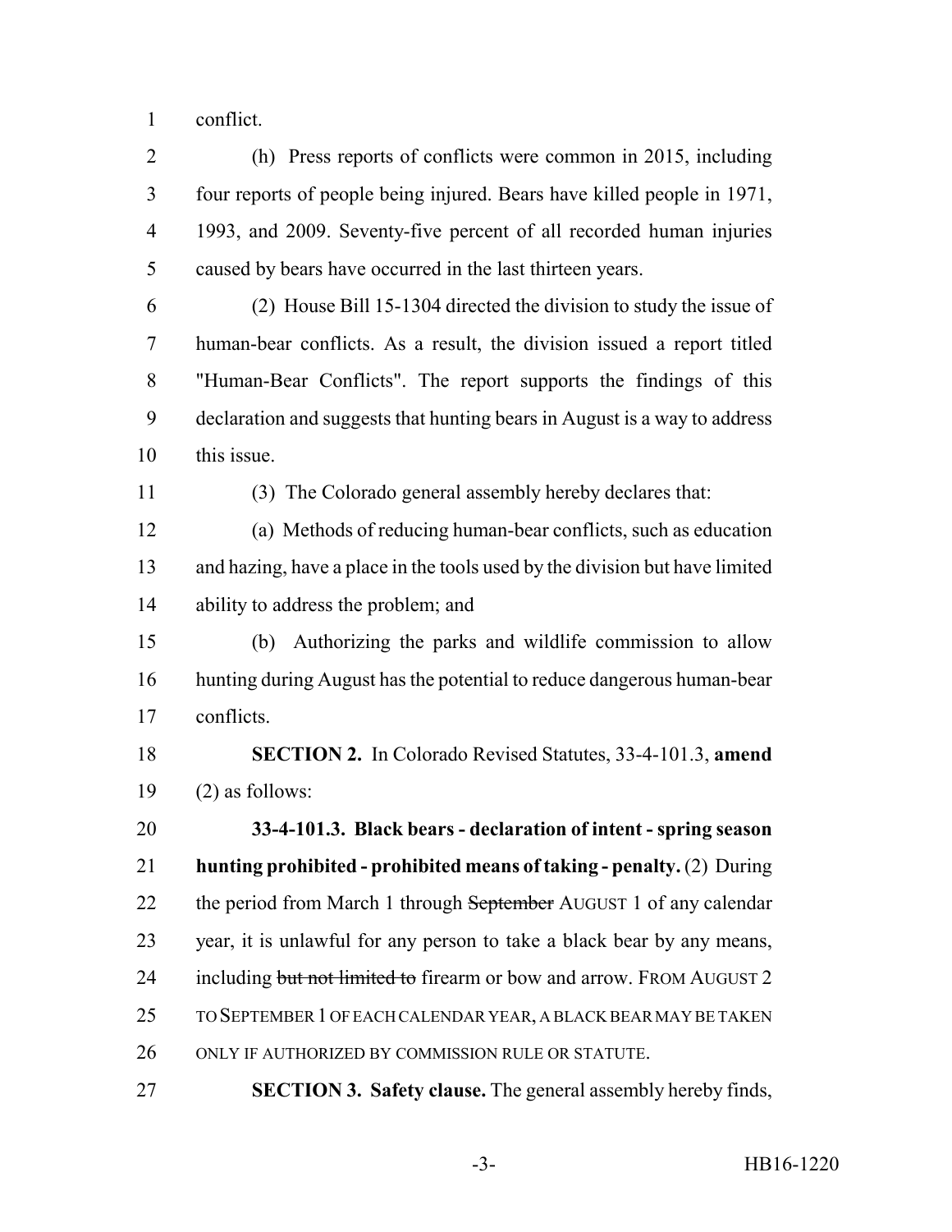conflict.

(h) Press reports of conflicts were common in 2015, including four reports of people being injured. Bears have killed people in 1971, 1993, and 2009. Seventy-five percent of all recorded human injuries caused by bears have occurred in the last thirteen years.

(2) House Bill 15-1304 directed the division to study the issue of human-bear conflicts. As a result, the division issued a report titled "Human-Bear Conflicts". The report supports the findings of this declaration and suggests that hunting bears in August is a way to address this issue.

(3) The Colorado general assembly hereby declares that:

(a) Methods of reducing human-bear conflicts, such as education and hazing, have a place in the tools used by the division but have limited ability to address the problem; and

(b) Authorizing the parks and wildlife commission to allow hunting during August has the potential to reduce dangerous human-bear conflicts.

**SECTION 2.** In Colorado Revised Statutes, 33-4-101.3, **amend** (2) as follows:

**33-4-101.3. Black bears - declaration of intent - spring season hunting prohibited - prohibited means of taking - penalty.** (2) During the period from March 1 through ~~September~~ AUGUST 1 of any calendar year, it is unlawful for any person to take a black bear by any means, including ~~but not limited to~~ firearm or bow and arrow. FROM AUGUST 2 TO SEPTEMBER 1 OF EACH CALENDAR YEAR, A BLACK BEAR MAY BE TAKEN ONLY IF AUTHORIZED BY COMMISSION RULE OR STATUTE.

**SECTION 3. Safety clause.** The general assembly hereby finds,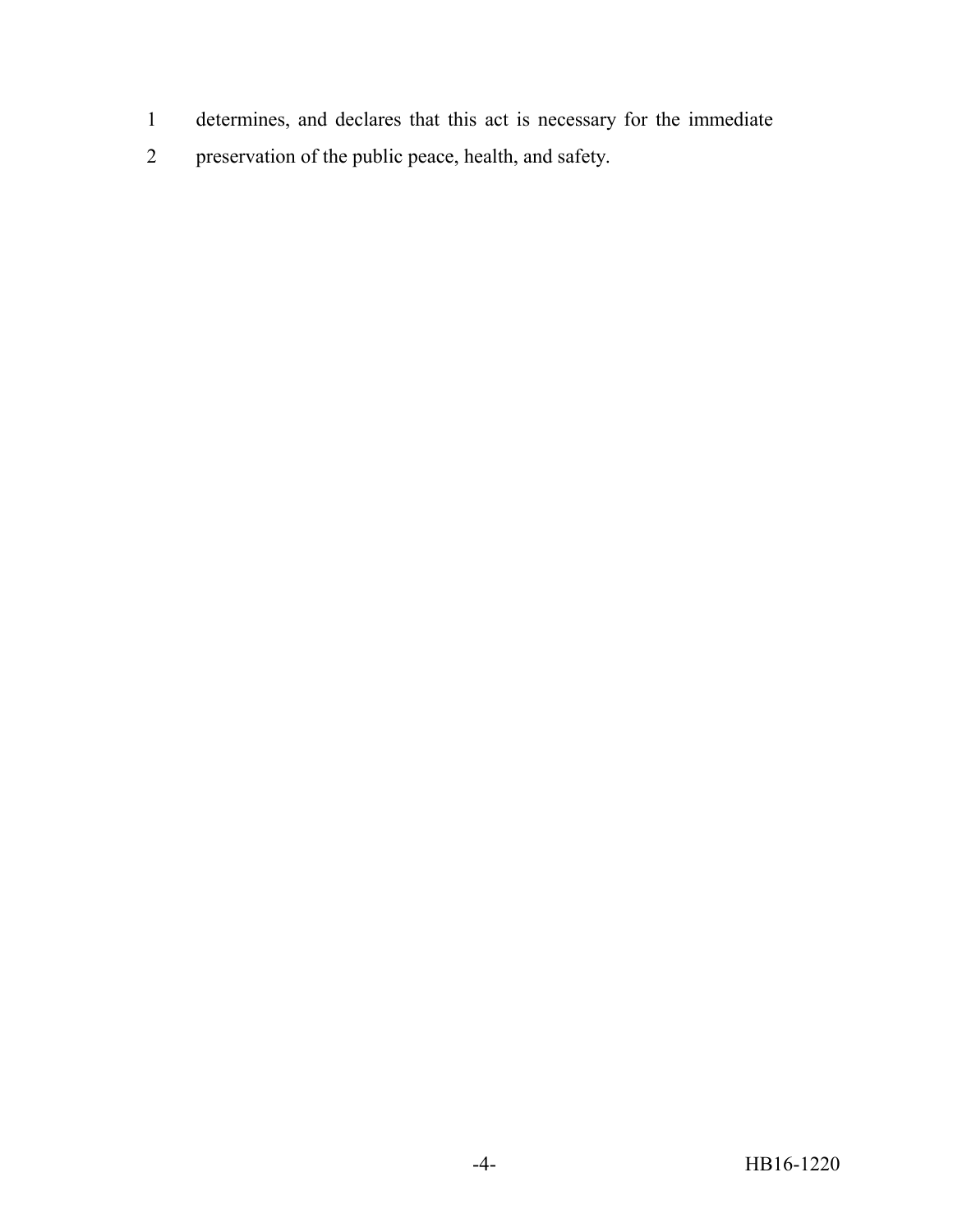determines, and declares that this act is necessary for the immediate preservation of the public peace, health, and safety.